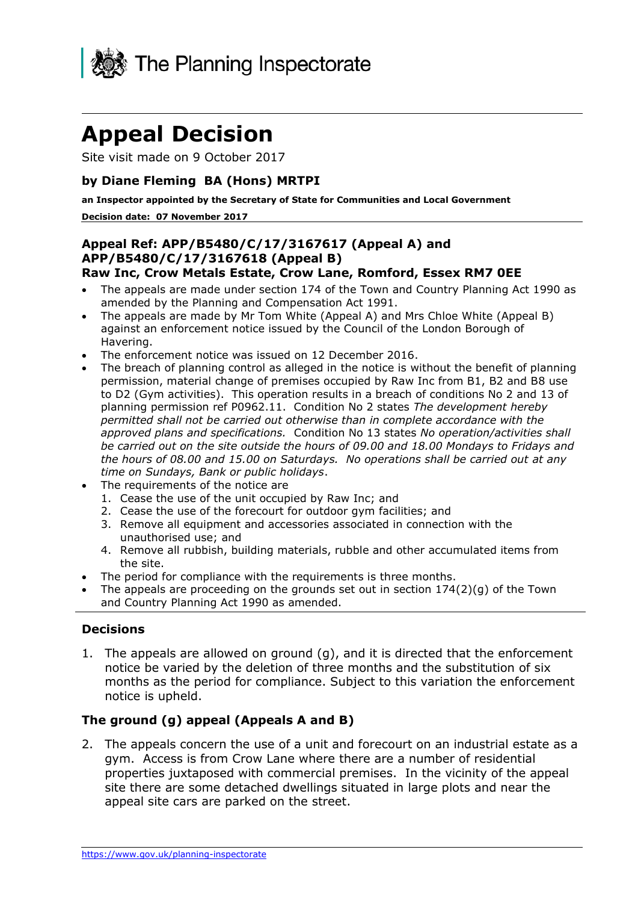The Planning Inspectorate

# Appeal Decision

Site visit made on 9 October 2017

### by Diane Fleming BA (Hons) MRTPI

**an Inspector appointed by the Secretary of State for Communities and Local Government**

**Decision date: 07 November 2017**

### Appeal Ref: APP/B5480/C/17/3167617 (Appeal A) and APP/B5480/C/17/3167618 (Appeal B)
### Raw Inc, Crow Metals Estate, Crow Lane, Romford, Essex RM7 0EE

- The appeals are made under section 174 of the Town and Country Planning Act 1990 as amended by the Planning and Compensation Act 1991.
- The appeals are made by Mr Tom White (Appeal A) and Mrs Chloe White (Appeal B) against an enforcement notice issued by the Council of the London Borough of Havering.
- The enforcement notice was issued on 12 December 2016.
- The breach of planning control as alleged in the notice is without the benefit of planning permission, material change of premises occupied by Raw Inc from B1, B2 and B8 use to D2 (Gym activities). This operation results in a breach of conditions No 2 and 13 of planning permission ref P0962.11. Condition No 2 states *The development hereby permitted shall not be carried out otherwise than in complete accordance with the approved plans and specifications.* Condition No 13 states *No operation/activities shall be carried out on the site outside the hours of 09.00 and 18.00 Mondays to Fridays and the hours of 08.00 and 15.00 on Saturdays. No operations shall be carried out at any time on Sundays, Bank or public holidays*.
- The requirements of the notice are
  1. Cease the use of the unit occupied by Raw Inc; and
  2. Cease the use of the forecourt for outdoor gym facilities; and
  3. Remove all equipment and accessories associated in connection with the unauthorised use; and
  4. Remove all rubbish, building materials, rubble and other accumulated items from the site.
- The period for compliance with the requirements is three months.
- The appeals are proceeding on the grounds set out in section 174(2)(g) of the Town and Country Planning Act 1990 as amended.

### Decisions

1. The appeals are allowed on ground (g), and it is directed that the enforcement notice be varied by the deletion of three months and the substitution of six months as the period for compliance. Subject to this variation the enforcement notice is upheld.

### The ground (g) appeal (Appeals A and B)

2. The appeals concern the use of a unit and forecourt on an industrial estate as a gym. Access is from Crow Lane where there are a number of residential properties juxtaposed with commercial premises. In the vicinity of the appeal site there are some detached dwellings situated in large plots and near the appeal site cars are parked on the street.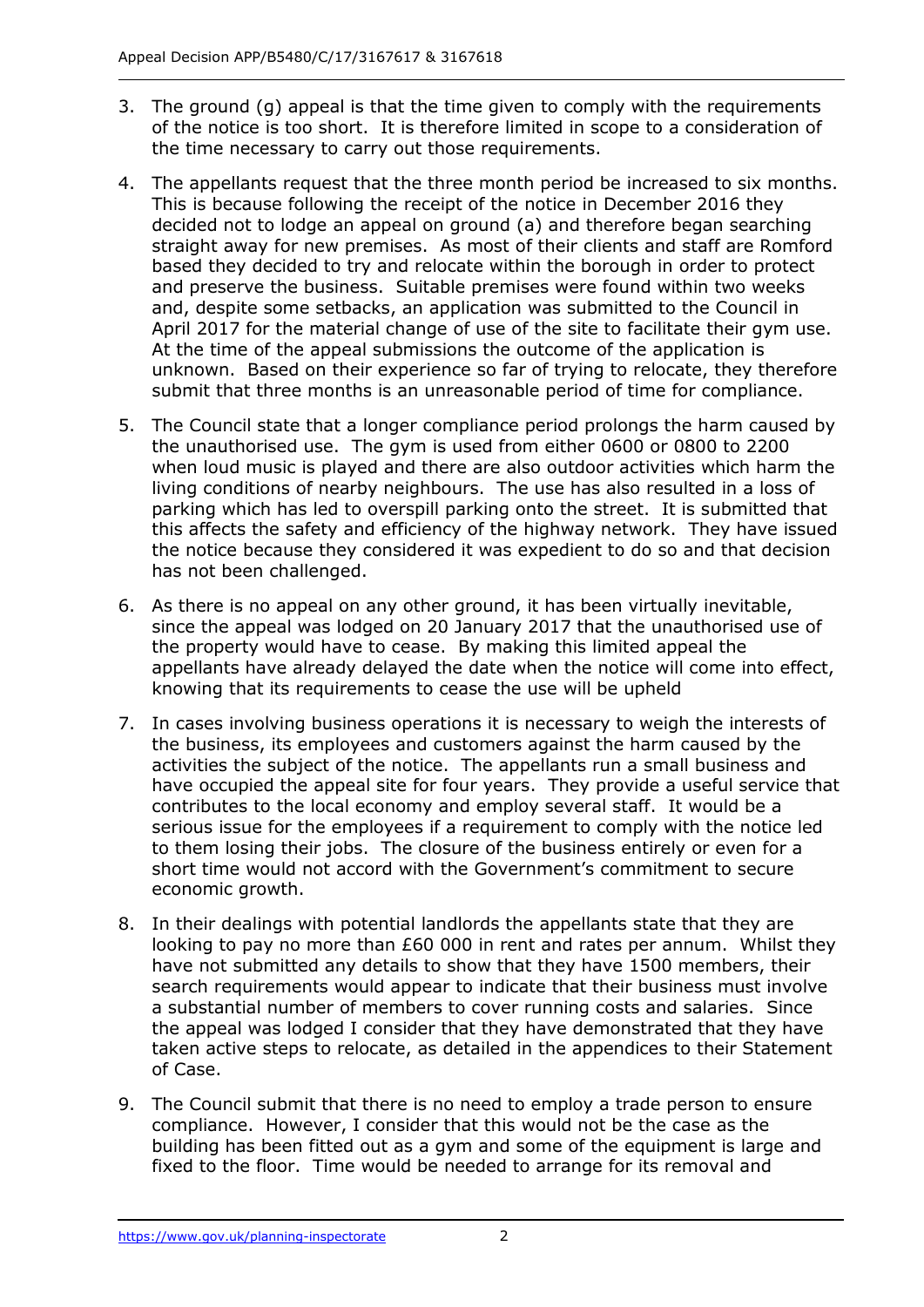3. The ground (g) appeal is that the time given to comply with the requirements of the notice is too short. It is therefore limited in scope to a consideration of the time necessary to carry out those requirements.

4. The appellants request that the three month period be increased to six months. This is because following the receipt of the notice in December 2016 they decided not to lodge an appeal on ground (a) and therefore began searching straight away for new premises. As most of their clients and staff are Romford based they decided to try and relocate within the borough in order to protect and preserve the business. Suitable premises were found within two weeks and, despite some setbacks, an application was submitted to the Council in April 2017 for the material change of use of the site to facilitate their gym use. At the time of the appeal submissions the outcome of the application is unknown. Based on their experience so far of trying to relocate, they therefore submit that three months is an unreasonable period of time for compliance.

5. The Council state that a longer compliance period prolongs the harm caused by the unauthorised use. The gym is used from either 0600 or 0800 to 2200 when loud music is played and there are also outdoor activities which harm the living conditions of nearby neighbours. The use has also resulted in a loss of parking which has led to overspill parking onto the street. It is submitted that this affects the safety and efficiency of the highway network. They have issued the notice because they considered it was expedient to do so and that decision has not been challenged.

6. As there is no appeal on any other ground, it has been virtually inevitable, since the appeal was lodged on 20 January 2017 that the unauthorised use of the property would have to cease. By making this limited appeal the appellants have already delayed the date when the notice will come into effect, knowing that its requirements to cease the use will be upheld

7. In cases involving business operations it is necessary to weigh the interests of the business, its employees and customers against the harm caused by the activities the subject of the notice. The appellants run a small business and have occupied the appeal site for four years. They provide a useful service that contributes to the local economy and employ several staff. It would be a serious issue for the employees if a requirement to comply with the notice led to them losing their jobs. The closure of the business entirely or even for a short time would not accord with the Government's commitment to secure economic growth.

8. In their dealings with potential landlords the appellants state that they are looking to pay no more than £60 000 in rent and rates per annum. Whilst they have not submitted any details to show that they have 1500 members, their search requirements would appear to indicate that their business must involve a substantial number of members to cover running costs and salaries. Since the appeal was lodged I consider that they have demonstrated that they have taken active steps to relocate, as detailed in the appendices to their Statement of Case.

9. The Council submit that there is no need to employ a trade person to ensure compliance. However, I consider that this would not be the case as the building has been fitted out as a gym and some of the equipment is large and fixed to the floor. Time would be needed to arrange for its removal and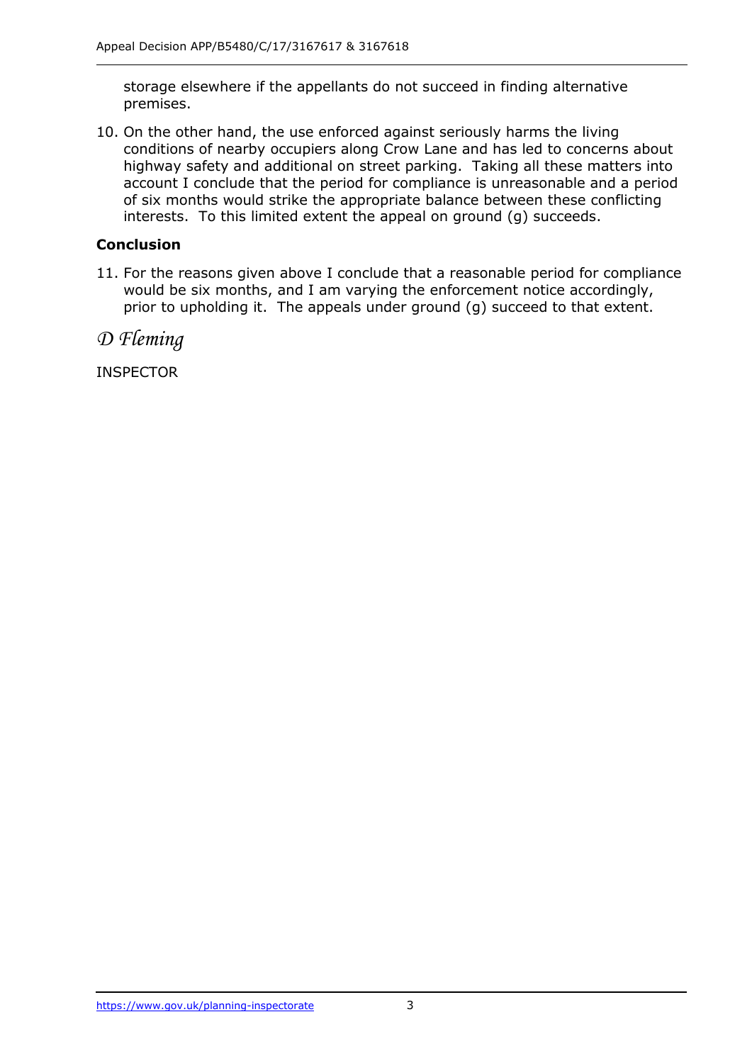storage elsewhere if the appellants do not succeed in finding alternative premises.

10. On the other hand, the use enforced against seriously harms the living conditions of nearby occupiers along Crow Lane and has led to concerns about highway safety and additional on street parking. Taking all these matters into account I conclude that the period for compliance is unreasonable and a period of six months would strike the appropriate balance between these conflicting interests. To this limited extent the appeal on ground (g) succeeds.

## Conclusion

11. For the reasons given above I conclude that a reasonable period for compliance would be six months, and I am varying the enforcement notice accordingly, prior to upholding it. The appeals under ground (g) succeed to that extent.

*D Fleming*

INSPECTOR